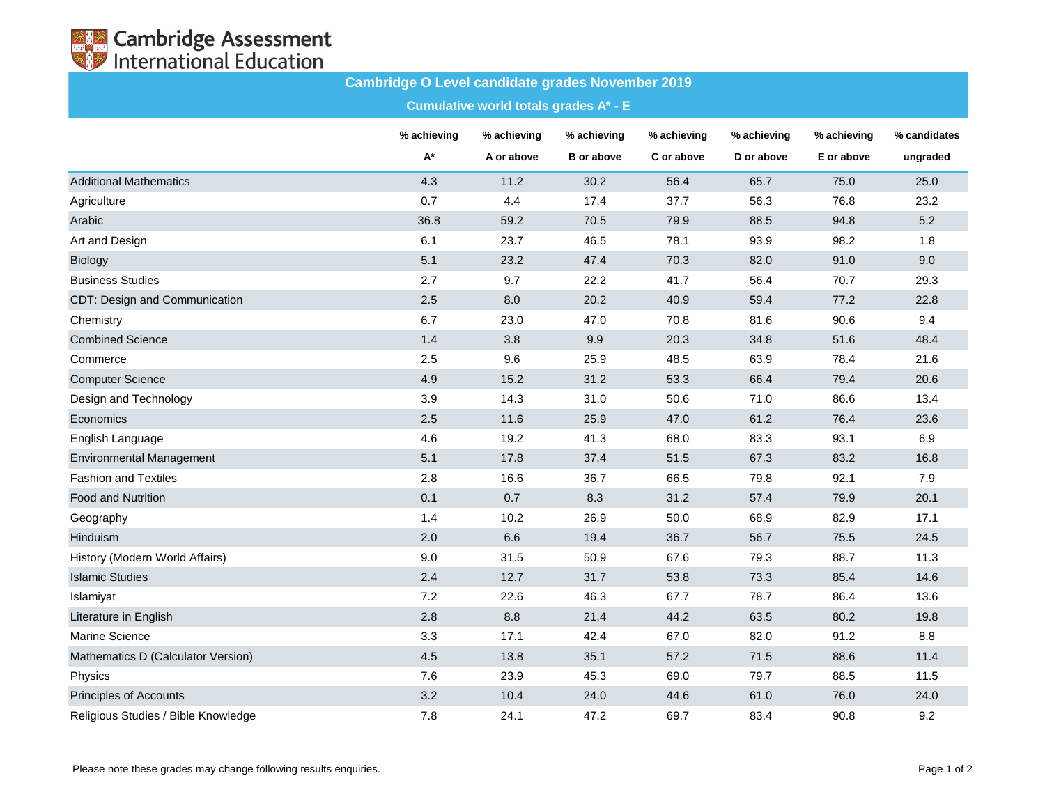Cambridge Assessment International Education

# Cambridge O Level candidate grades November 2019

## Cumulative world totals grades A* - E

| | % achieving A* | % achieving A or above | % achieving B or above | % achieving C or above | % achieving D or above | % achieving E or above | % candidates ungraded |
|---|---|---|---|---|---|---|---|
| Additional Mathematics | 4.3 | 11.2 | 30.2 | 56.4 | 65.7 | 75.0 | 25.0 |
| Agriculture | 0.7 | 4.4 | 17.4 | 37.7 | 56.3 | 76.8 | 23.2 |
| Arabic | 36.8 | 59.2 | 70.5 | 79.9 | 88.5 | 94.8 | 5.2 |
| Art and Design | 6.1 | 23.7 | 46.5 | 78.1 | 93.9 | 98.2 | 1.8 |
| Biology | 5.1 | 23.2 | 47.4 | 70.3 | 82.0 | 91.0 | 9.0 |
| Business Studies | 2.7 | 9.7 | 22.2 | 41.7 | 56.4 | 70.7 | 29.3 |
| CDT: Design and Communication | 2.5 | 8.0 | 20.2 | 40.9 | 59.4 | 77.2 | 22.8 |
| Chemistry | 6.7 | 23.0 | 47.0 | 70.8 | 81.6 | 90.6 | 9.4 |
| Combined Science | 1.4 | 3.8 | 9.9 | 20.3 | 34.8 | 51.6 | 48.4 |
| Commerce | 2.5 | 9.6 | 25.9 | 48.5 | 63.9 | 78.4 | 21.6 |
| Computer Science | 4.9 | 15.2 | 31.2 | 53.3 | 66.4 | 79.4 | 20.6 |
| Design and Technology | 3.9 | 14.3 | 31.0 | 50.6 | 71.0 | 86.6 | 13.4 |
| Economics | 2.5 | 11.6 | 25.9 | 47.0 | 61.2 | 76.4 | 23.6 |
| English Language | 4.6 | 19.2 | 41.3 | 68.0 | 83.3 | 93.1 | 6.9 |
| Environmental Management | 5.1 | 17.8 | 37.4 | 51.5 | 67.3 | 83.2 | 16.8 |
| Fashion and Textiles | 2.8 | 16.6 | 36.7 | 66.5 | 79.8 | 92.1 | 7.9 |
| Food and Nutrition | 0.1 | 0.7 | 8.3 | 31.2 | 57.4 | 79.9 | 20.1 |
| Geography | 1.4 | 10.2 | 26.9 | 50.0 | 68.9 | 82.9 | 17.1 |
| Hinduism | 2.0 | 6.6 | 19.4 | 36.7 | 56.7 | 75.5 | 24.5 |
| History (Modern World Affairs) | 9.0 | 31.5 | 50.9 | 67.6 | 79.3 | 88.7 | 11.3 |
| Islamic Studies | 2.4 | 12.7 | 31.7 | 53.8 | 73.3 | 85.4 | 14.6 |
| Islamiyat | 7.2 | 22.6 | 46.3 | 67.7 | 78.7 | 86.4 | 13.6 |
| Literature in English | 2.8 | 8.8 | 21.4 | 44.2 | 63.5 | 80.2 | 19.8 |
| Marine Science | 3.3 | 17.1 | 42.4 | 67.0 | 82.0 | 91.2 | 8.8 |
| Mathematics D (Calculator Version) | 4.5 | 13.8 | 35.1 | 57.2 | 71.5 | 88.6 | 11.4 |
| Physics | 7.6 | 23.9 | 45.3 | 69.0 | 79.7 | 88.5 | 11.5 |
| Principles of Accounts | 3.2 | 10.4 | 24.0 | 44.6 | 61.0 | 76.0 | 24.0 |
| Religious Studies / Bible Knowledge | 7.8 | 24.1 | 47.2 | 69.7 | 83.4 | 90.8 | 9.2 |

Please note these grades may change following results enquiries.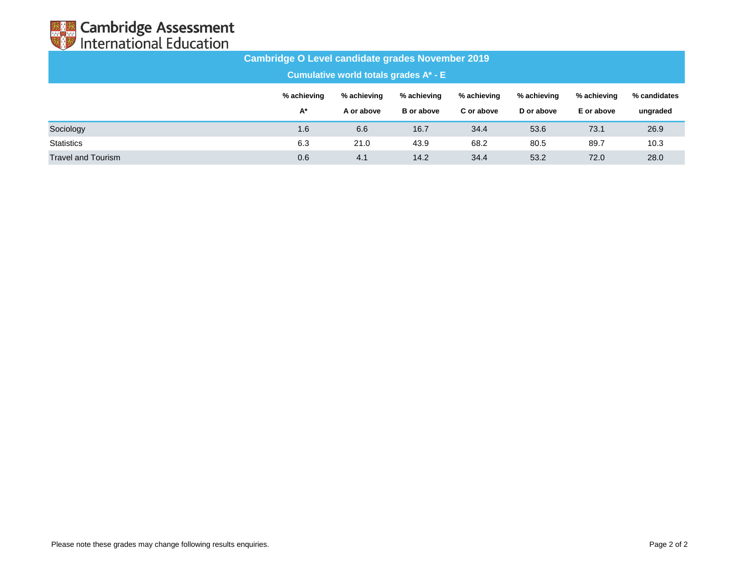## Cambridge O Level candidate grades November 2019

### Cumulative world totals grades A* - E

| | % achieving A* | % achieving A or above | % achieving B or above | % achieving C or above | % achieving D or above | % achieving E or above | % candidates ungraded |
|---|---|---|---|---|---|---|---|
| Sociology | 1.6 | 6.6 | 16.7 | 34.4 | 53.6 | 73.1 | 26.9 |
| Statistics | 6.3 | 21.0 | 43.9 | 68.2 | 80.5 | 89.7 | 10.3 |
| Travel and Tourism | 0.6 | 4.1 | 14.2 | 34.4 | 53.2 | 72.0 | 28.0 |

Please note these grades may change following results enquiries.